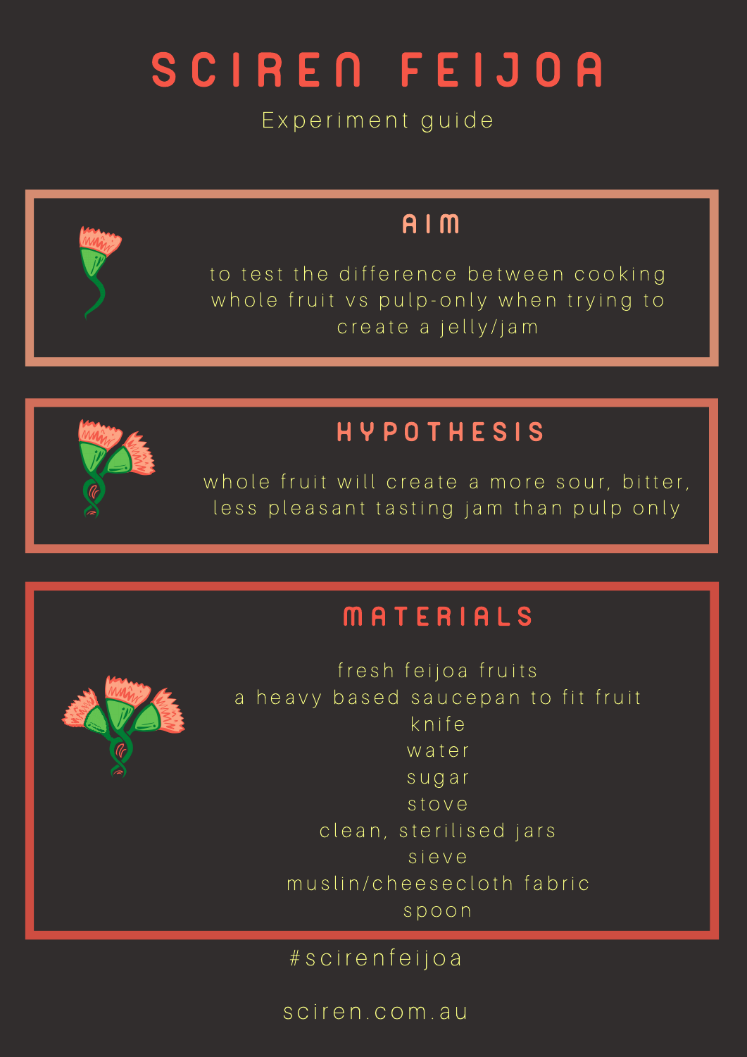# SCIREN FEIJOA

Experiment guide

## AIM

to test the difference between cooking whole fruit vs pulp-only when trying to create a jelly/jam

## HYPOTHESIS

whole fruit will create a more sour, bitter, less pleasant tasting jam than pulp only

## MATERIALS

- fresh feijoa fruits
- a heavy based saucepan to fit fruit
- knife
- water
- sugar
- stove
- clean, sterilised jars
- sieve
- muslin/cheesecloth fabric
- spoon

#scirenfeijoa

sciren.com.au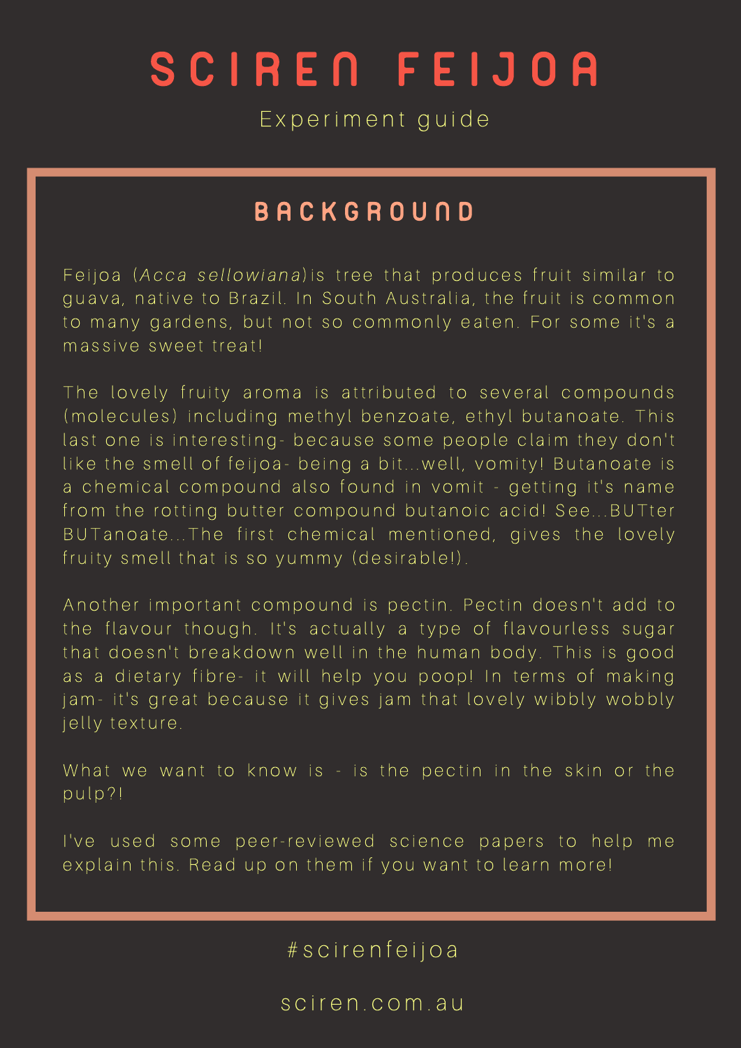# SCIREN FEIJOA

Experiment guide

## BACKGROUND

Feijoa (*Acca sellowiana*)is tree that produces fruit similar to guava, native to Brazil. In South Australia, the fruit is common to many gardens, but not so commonly eaten. For some it's a massive sweet treat!

The lovely fruity aroma is attributed to several compounds (molecules) including methyl benzoate, ethyl butanoate. This last one is interesting- because some people claim they don't like the smell of feijoa- being a bit...well, vomity! Butanoate is a chemical compound also found in vomit - getting it's name from the rotting butter compound butanoic acid! See...BUTter BUTanoate...The first chemical mentioned, gives the lovely fruity smell that is so yummy (desirable!).

Another important compound is pectin. Pectin doesn't add to the flavour though. It's actually a type of flavourless sugar that doesn't breakdown well in the human body. This is good as a dietary fibre- it will help you poop! In terms of making jam- it's great because it gives jam that lovely wibbly wobbly jelly texture.

What we want to know is - is the pectin in the skin or the pulp?!

I've used some peer-reviewed science papers to help me explain this. Read up on them if you want to learn more!

#scirenfeijoa

sciren.com.au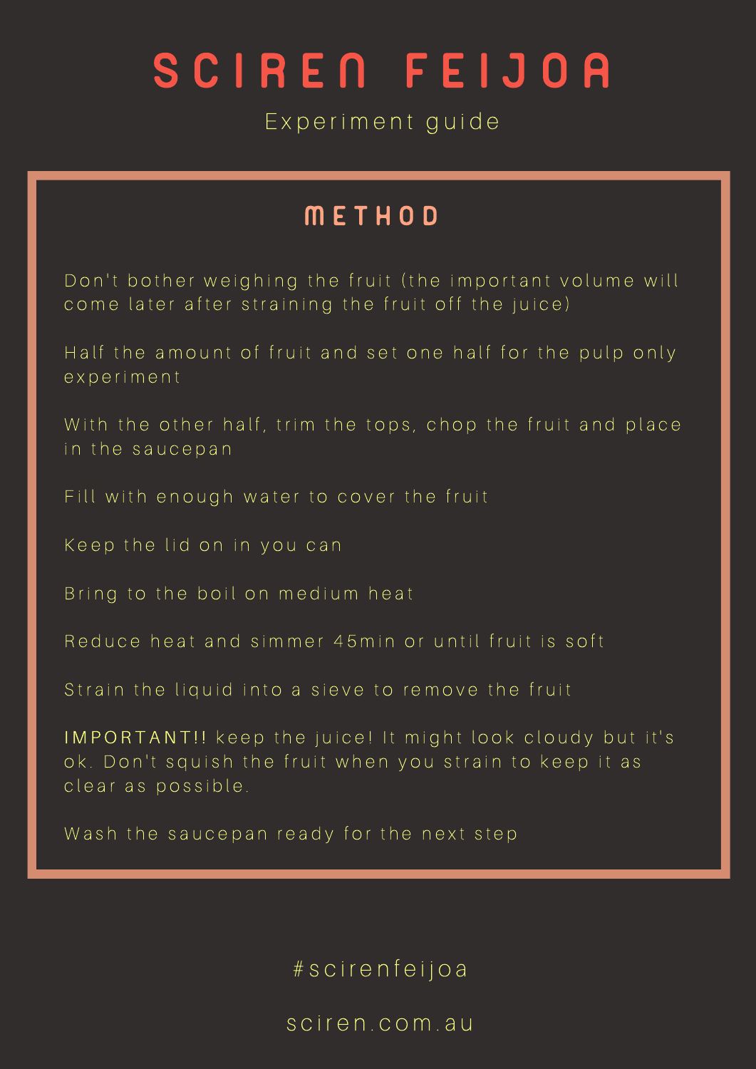# SCIREN FEIJOA

Experiment guide

## METHOD

Don't bother weighing the fruit (the important volume will come later after straining the fruit off the juice)

Half the amount of fruit and set one half for the pulp only experiment

With the other half, trim the tops, chop the fruit and place in the saucepan

Fill with enough water to cover the fruit

Keep the lid on in you can

Bring to the boil on medium heat

Reduce heat and simmer 45min or until fruit is soft

Strain the liquid into a sieve to remove the fruit

IMPORTANT!! keep the juice! It might look cloudy but it's ok. Don't squish the fruit when you strain to keep it as clear as possible.

Wash the saucepan ready for the next step

#scirenfeijoa

sciren.com.au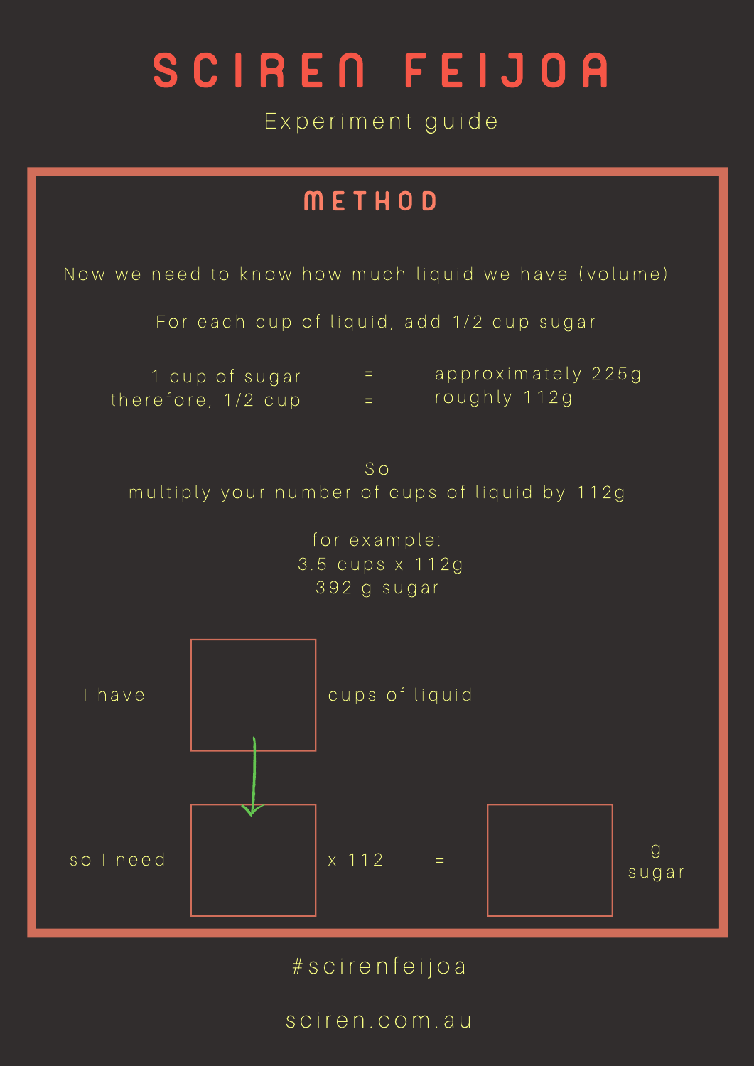# SCIREN FEIJOA

Experiment guide

## METHOD

Now we need to know how much liquid we have (volume)

For each cup of liquid, add 1/2 cup sugar

| | | |
|---|---|---|
| 1 cup of sugar | = | approximately 225g |
| therefore, 1/2 cup | = | roughly 112g |

So
multiply your number of cups of liquid by 112g

for example:
3.5 cups x 112g
392 g sugar

I have ______ cups of liquid

so I need ______ x 112 = ______ g sugar

#scirenfeijoa

sciren.com.au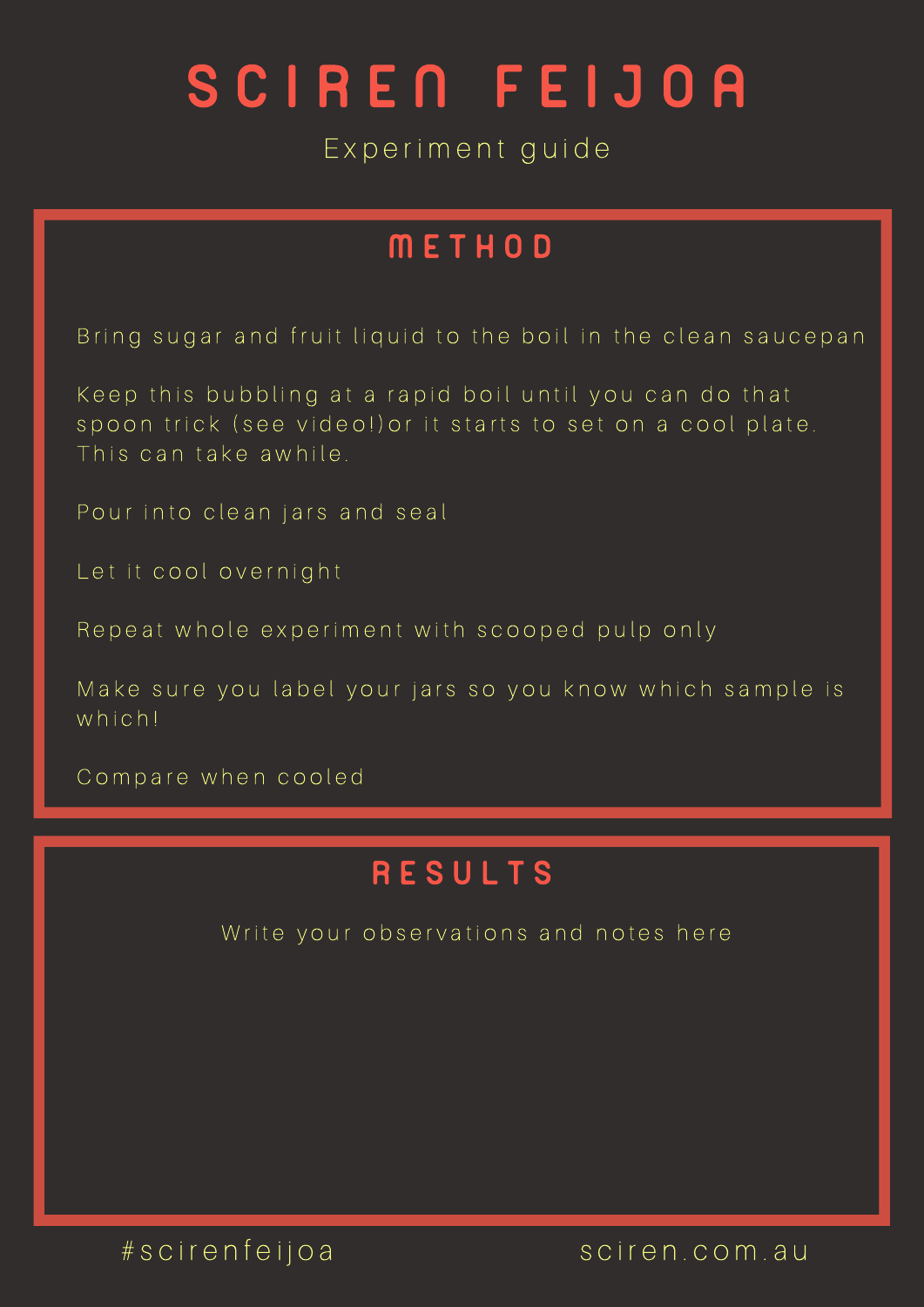# SCIREN FEIJOA

Experiment guide

## METHOD

Bring sugar and fruit liquid to the boil in the clean saucepan

Keep this bubbling at a rapid boil until you can do that spoon trick (see video!)or it starts to set on a cool plate. This can take awhile.

Pour into clean jars and seal

Let it cool overnight

Repeat whole experiment with scooped pulp only

Make sure you label your jars so you know which sample is which!

Compare when cooled

## RESULTS

Write your observations and notes here

#scirenfeijoa sciren.com.au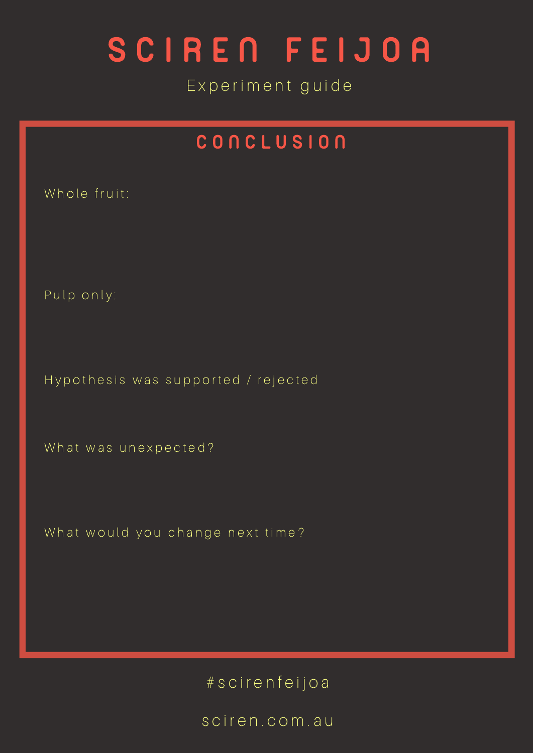# SCIREN FEIJOA

Experiment guide

## CONCLUSION

Whole fruit:

Pulp only:

Hypothesis was supported / rejected

What was unexpected?

What would you change next time?

#scirenfeijoa

sciren.com.au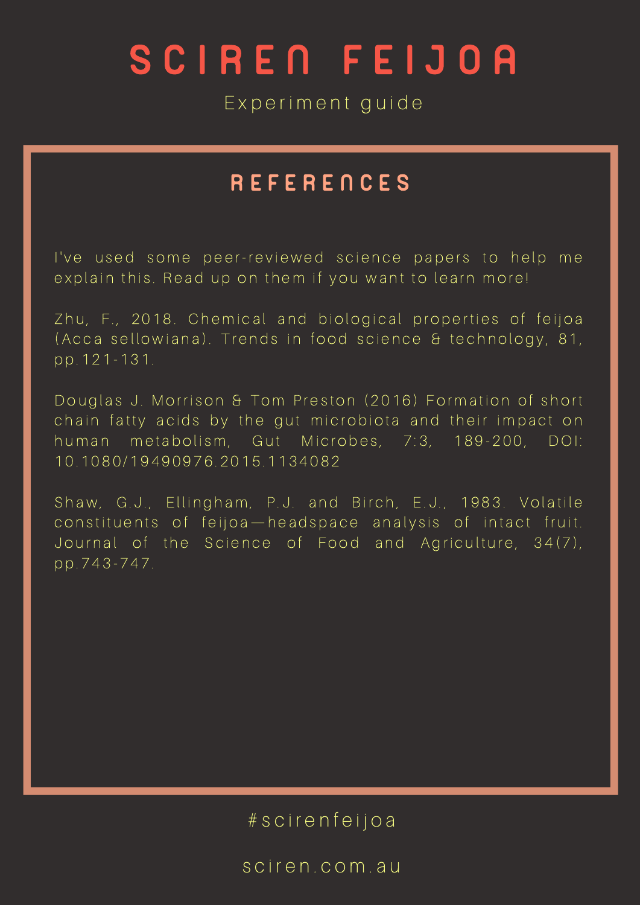# SCIREN FEIJOA

Experiment guide

## REFERENCES

I've used some peer-reviewed science papers to help me explain this. Read up on them if you want to learn more!

Zhu, F., 2018. Chemical and biological properties of feijoa (Acca sellowiana). Trends in food science & technology, 81, pp.121-131.

Douglas J. Morrison & Tom Preston (2016) Formation of short chain fatty acids by the gut microbiota and their impact on human metabolism, Gut Microbes, 7:3, 189-200, DOI: 10.1080/19490976.2015.1134082

Shaw, G.J., Ellingham, P.J. and Birch, E.J., 1983. Volatile constituents of feijoa—headspace analysis of intact fruit. Journal of the Science of Food and Agriculture, 34(7), pp.743-747.

#scirenfeijoa

sciren.com.au